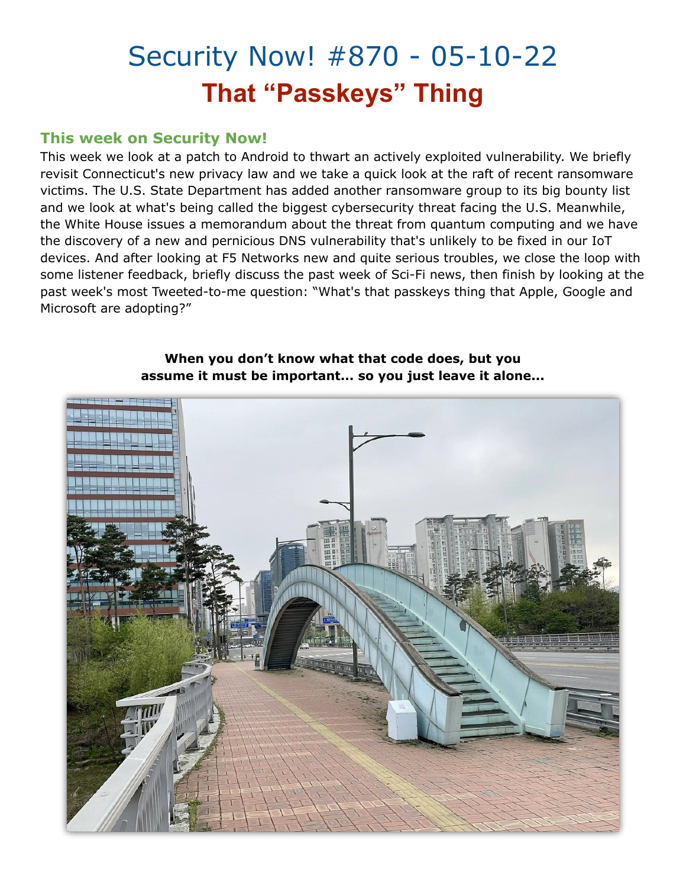# Security Now! #870 - 05-10-22

# That "Passkeys" Thing

## This week on Security Now!

This week we look at a patch to Android to thwart an actively exploited vulnerability. We briefly revisit Connecticut's new privacy law and we take a quick look at the raft of recent ransomware victims. The U.S. State Department has added another ransomware group to its big bounty list and we look at what's being called the biggest cybersecurity threat facing the U.S. Meanwhile, the White House issues a memorandum about the threat from quantum computing and we have the discovery of a new and pernicious DNS vulnerability that's unlikely to be fixed in our IoT devices. And after looking at F5 Networks new and quite serious troubles, we close the loop with some listener feedback, briefly discuss the past week of Sci-Fi news, then finish by looking at the past week's most Tweeted-to-me question: "What's that passkeys thing that Apple, Google and Microsoft are adopting?"

**When you don't know what that code does, but you assume it must be important... so you just leave it alone...**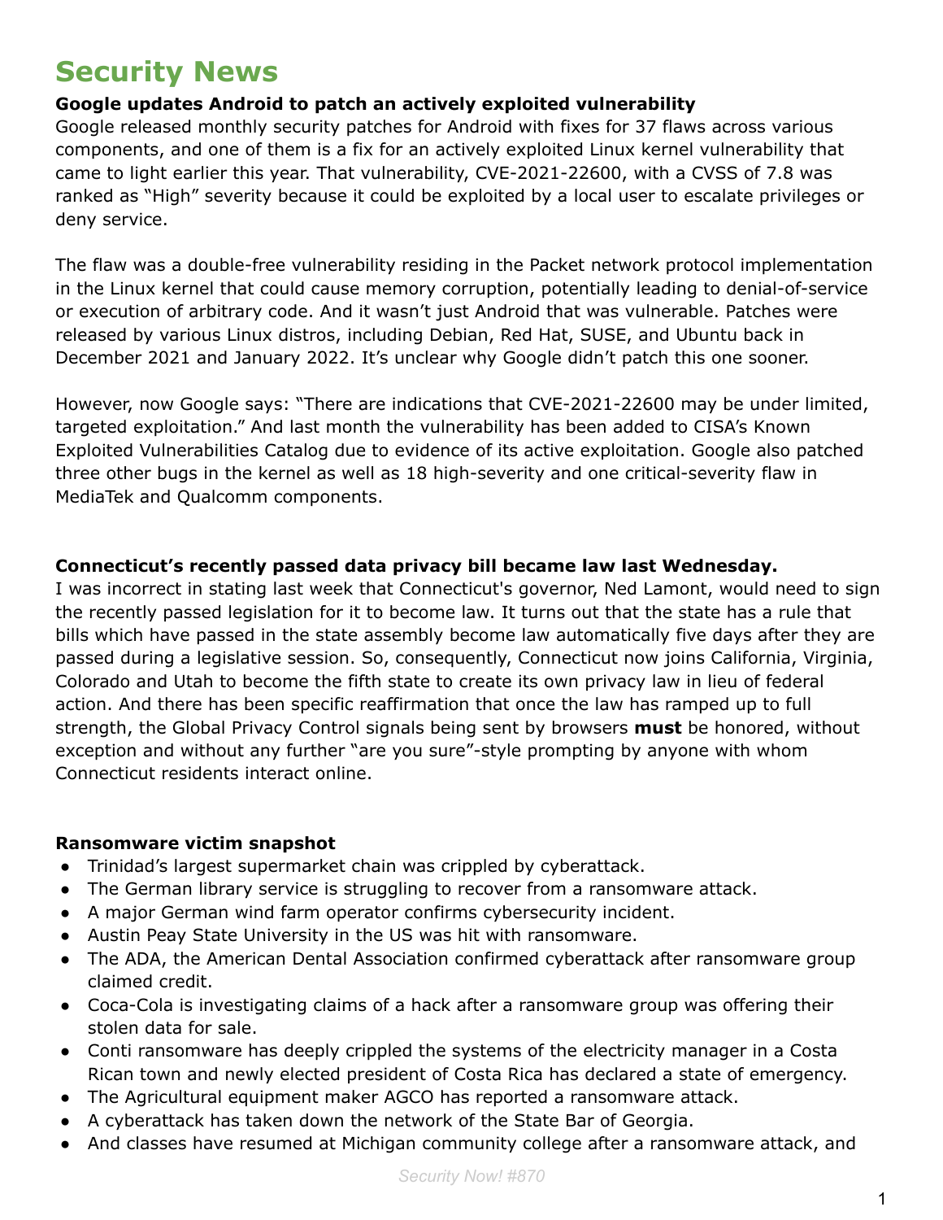# Security News

**Google updates Android to patch an actively exploited vulnerability**

Google released monthly security patches for Android with fixes for 37 flaws across various components, and one of them is a fix for an actively exploited Linux kernel vulnerability that came to light earlier this year. That vulnerability, CVE-2021-22600, with a CVSS of 7.8 was ranked as "High" severity because it could be exploited by a local user to escalate privileges or deny service.

The flaw was a double-free vulnerability residing in the Packet network protocol implementation in the Linux kernel that could cause memory corruption, potentially leading to denial-of-service or execution of arbitrary code. And it wasn't just Android that was vulnerable. Patches were released by various Linux distros, including Debian, Red Hat, SUSE, and Ubuntu back in December 2021 and January 2022. It's unclear why Google didn't patch this one sooner.

However, now Google says: "There are indications that CVE-2021-22600 may be under limited, targeted exploitation." And last month the vulnerability has been added to CISA's Known Exploited Vulnerabilities Catalog due to evidence of its active exploitation. Google also patched three other bugs in the kernel as well as 18 high-severity and one critical-severity flaw in MediaTek and Qualcomm components.

**Connecticut's recently passed data privacy bill became law last Wednesday.**

I was incorrect in stating last week that Connecticut's governor, Ned Lamont, would need to sign the recently passed legislation for it to become law. It turns out that the state has a rule that bills which have passed in the state assembly become law automatically five days after they are passed during a legislative session. So, consequently, Connecticut now joins California, Virginia, Colorado and Utah to become the fifth state to create its own privacy law in lieu of federal action. And there has been specific reaffirmation that once the law has ramped up to full strength, the Global Privacy Control signals being sent by browsers **must** be honored, without exception and without any further "are you sure"-style prompting by anyone with whom Connecticut residents interact online.

**Ransomware victim snapshot**

- Trinidad's largest supermarket chain was crippled by cyberattack.
- The German library service is struggling to recover from a ransomware attack.
- A major German wind farm operator confirms cybersecurity incident.
- Austin Peay State University in the US was hit with ransomware.
- The ADA, the American Dental Association confirmed cyberattack after ransomware group claimed credit.
- Coca-Cola is investigating claims of a hack after a ransomware group was offering their stolen data for sale.
- Conti ransomware has deeply crippled the systems of the electricity manager in a Costa Rican town and newly elected president of Costa Rica has declared a state of emergency.
- The Agricultural equipment maker AGCO has reported a ransomware attack.
- A cyberattack has taken down the network of the State Bar of Georgia.
- And classes have resumed at Michigan community college after a ransomware attack, and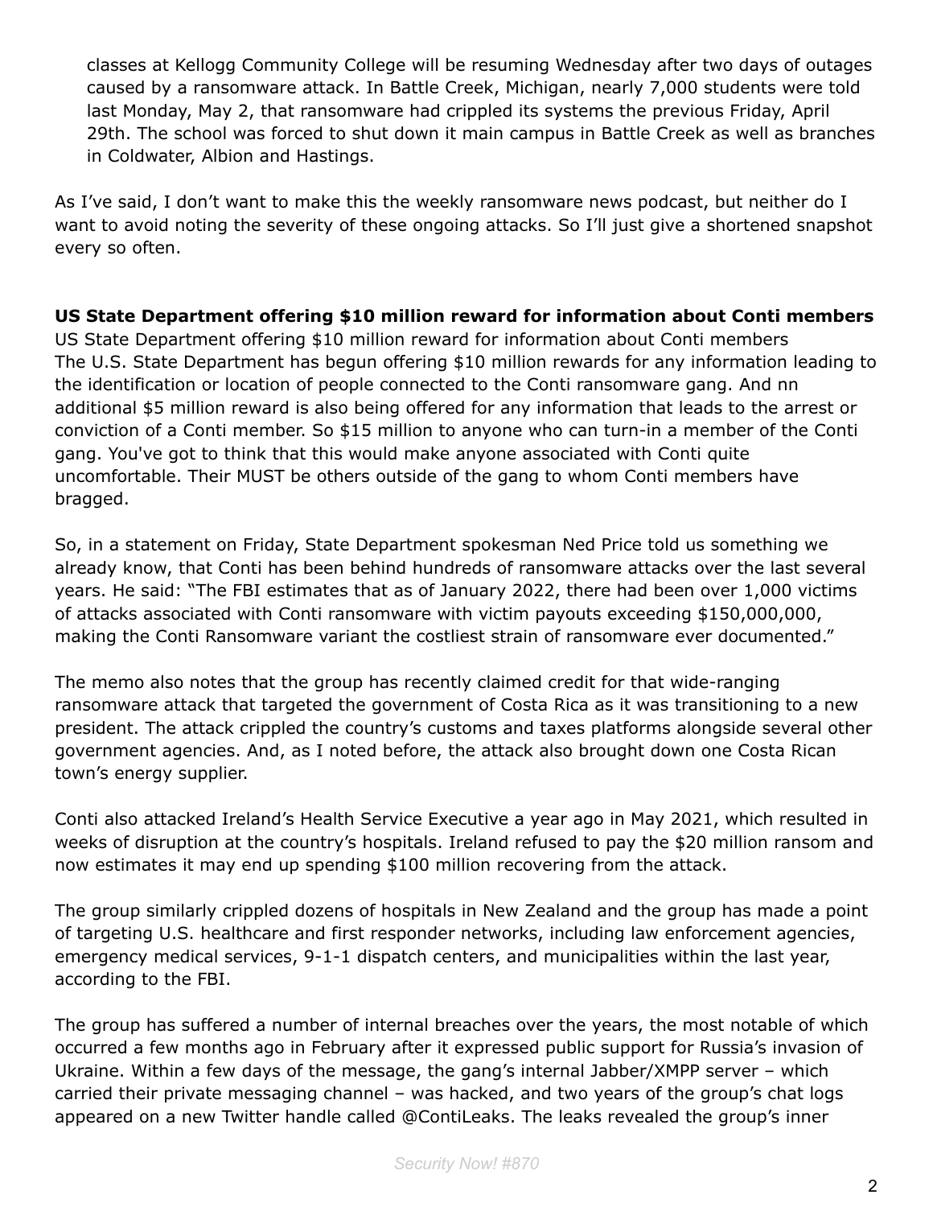classes at Kellogg Community College will be resuming Wednesday after two days of outages caused by a ransomware attack. In Battle Creek, Michigan, nearly 7,000 students were told last Monday, May 2, that ransomware had crippled its systems the previous Friday, April 29th. The school was forced to shut down it main campus in Battle Creek as well as branches in Coldwater, Albion and Hastings.

As I've said, I don't want to make this the weekly ransomware news podcast, but neither do I want to avoid noting the severity of these ongoing attacks. So I'll just give a shortened snapshot every so often.

**US State Department offering $10 million reward for information about Conti members**

US State Department offering $10 million reward for information about Conti members
The U.S. State Department has begun offering $10 million rewards for any information leading to the identification or location of people connected to the Conti ransomware gang. And nn additional $5 million reward is also being offered for any information that leads to the arrest or conviction of a Conti member. So $15 million to anyone who can turn-in a member of the Conti gang. You've got to think that this would make anyone associated with Conti quite uncomfortable. Their MUST be others outside of the gang to whom Conti members have bragged.

So, in a statement on Friday, State Department spokesman Ned Price told us something we already know, that Conti has been behind hundreds of ransomware attacks over the last several years. He said: "The FBI estimates that as of January 2022, there had been over 1,000 victims of attacks associated with Conti ransomware with victim payouts exceeding $150,000,000, making the Conti Ransomware variant the costliest strain of ransomware ever documented."

The memo also notes that the group has recently claimed credit for that wide-ranging ransomware attack that targeted the government of Costa Rica as it was transitioning to a new president. The attack crippled the country's customs and taxes platforms alongside several other government agencies. And, as I noted before, the attack also brought down one Costa Rican town's energy supplier.

Conti also attacked Ireland's Health Service Executive a year ago in May 2021, which resulted in weeks of disruption at the country's hospitals. Ireland refused to pay the $20 million ransom and now estimates it may end up spending $100 million recovering from the attack.

The group similarly crippled dozens of hospitals in New Zealand and the group has made a point of targeting U.S. healthcare and first responder networks, including law enforcement agencies, emergency medical services, 9-1-1 dispatch centers, and municipalities within the last year, according to the FBI.

The group has suffered a number of internal breaches over the years, the most notable of which occurred a few months ago in February after it expressed public support for Russia's invasion of Ukraine. Within a few days of the message, the gang's internal Jabber/XMPP server – which carried their private messaging channel – was hacked, and two years of the group's chat logs appeared on a new Twitter handle called @ContiLeaks. The leaks revealed the group's inner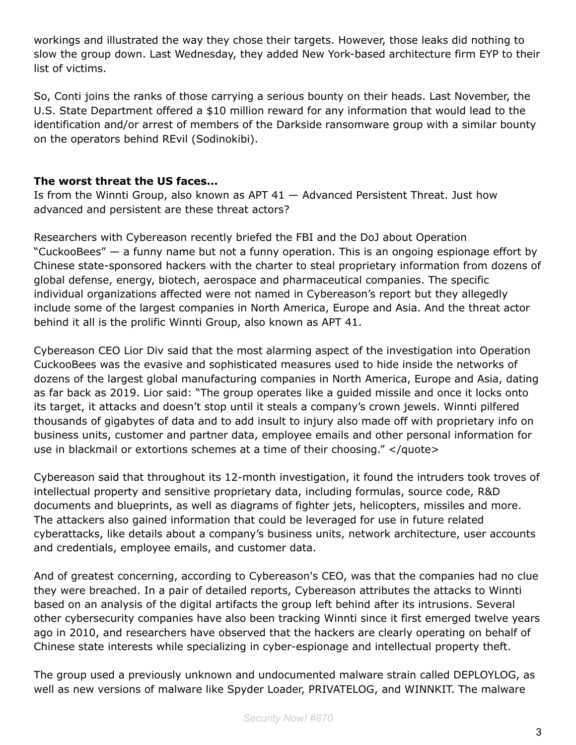workings and illustrated the way they chose their targets. However, those leaks did nothing to slow the group down. Last Wednesday, they added New York-based architecture firm EYP to their list of victims.

So, Conti joins the ranks of those carrying a serious bounty on their heads. Last November, the U.S. State Department offered a $10 million reward for any information that would lead to the identification and/or arrest of members of the Darkside ransomware group with a similar bounty on the operators behind REvil (Sodinokibi).

**The worst threat the US faces…**

Is from the Winnti Group, also known as APT 41 — Advanced Persistent Threat. Just how advanced and persistent are these threat actors?

Researchers with Cybereason recently briefed the FBI and the DoJ about Operation "CuckooBees" — a funny name but not a funny operation. This is an ongoing espionage effort by Chinese state-sponsored hackers with the charter to steal proprietary information from dozens of global defense, energy, biotech, aerospace and pharmaceutical companies. The specific individual organizations affected were not named in Cybereason's report but they allegedly include some of the largest companies in North America, Europe and Asia. And the threat actor behind it all is the prolific Winnti Group, also known as APT 41.

Cybereason CEO Lior Div said that the most alarming aspect of the investigation into Operation CuckooBees was the evasive and sophisticated measures used to hide inside the networks of dozens of the largest global manufacturing companies in North America, Europe and Asia, dating as far back as 2019. Lior said: "The group operates like a guided missile and once it locks onto its target, it attacks and doesn't stop until it steals a company's crown jewels. Winnti pilfered thousands of gigabytes of data and to add insult to injury also made off with proprietary info on business units, customer and partner data, employee emails and other personal information for use in blackmail or extortions schemes at a time of their choosing." </quote>

Cybereason said that throughout its 12-month investigation, it found the intruders took troves of intellectual property and sensitive proprietary data, including formulas, source code, R&D documents and blueprints, as well as diagrams of fighter jets, helicopters, missiles and more. The attackers also gained information that could be leveraged for use in future related cyberattacks, like details about a company's business units, network architecture, user accounts and credentials, employee emails, and customer data.

And of greatest concerning, according to Cybereason's CEO, was that the companies had no clue they were breached. In a pair of detailed reports, Cybereason attributes the attacks to Winnti based on an analysis of the digital artifacts the group left behind after its intrusions. Several other cybersecurity companies have also been tracking Winnti since it first emerged twelve years ago in 2010, and researchers have observed that the hackers are clearly operating on behalf of Chinese state interests while specializing in cyber-espionage and intellectual property theft.

The group used a previously unknown and undocumented malware strain called DEPLOYLOG, as well as new versions of malware like Spyder Loader, PRIVATELOG, and WINNKIT. The malware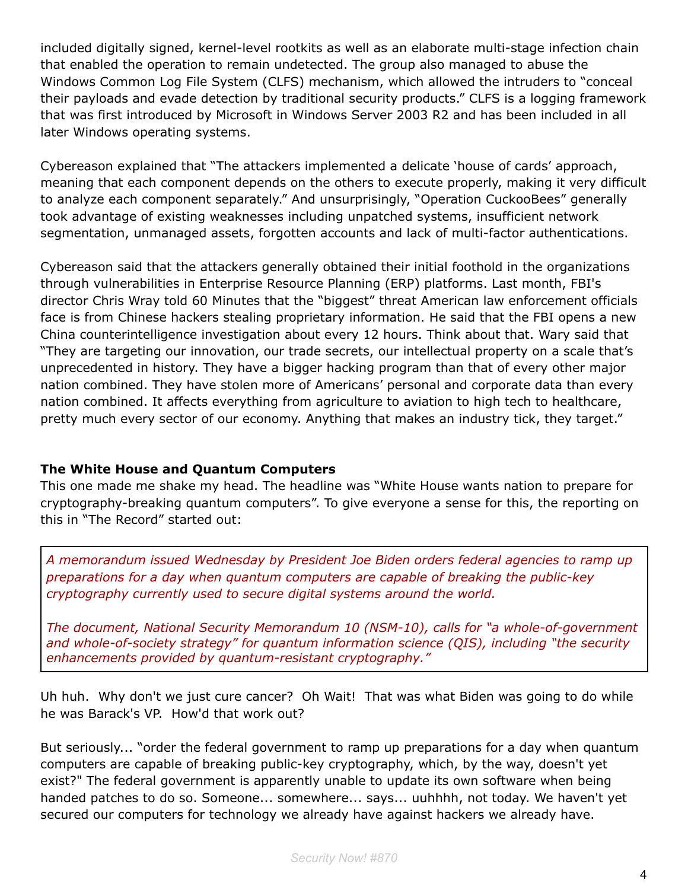included digitally signed, kernel-level rootkits as well as an elaborate multi-stage infection chain that enabled the operation to remain undetected. The group also managed to abuse the Windows Common Log File System (CLFS) mechanism, which allowed the intruders to "conceal their payloads and evade detection by traditional security products." CLFS is a logging framework that was first introduced by Microsoft in Windows Server 2003 R2 and has been included in all later Windows operating systems.

Cybereason explained that "The attackers implemented a delicate 'house of cards' approach, meaning that each component depends on the others to execute properly, making it very difficult to analyze each component separately." And unsurprisingly, "Operation CuckooBees" generally took advantage of existing weaknesses including unpatched systems, insufficient network segmentation, unmanaged assets, forgotten accounts and lack of multi-factor authentications.

Cybereason said that the attackers generally obtained their initial foothold in the organizations through vulnerabilities in Enterprise Resource Planning (ERP) platforms. Last month, FBI's director Chris Wray told 60 Minutes that the "biggest" threat American law enforcement officials face is from Chinese hackers stealing proprietary information. He said that the FBI opens a new China counterintelligence investigation about every 12 hours. Think about that. Wary said that "They are targeting our innovation, our trade secrets, our intellectual property on a scale that's unprecedented in history. They have a bigger hacking program than that of every other major nation combined. They have stolen more of Americans' personal and corporate data than every nation combined. It affects everything from agriculture to aviation to high tech to healthcare, pretty much every sector of our economy. Anything that makes an industry tick, they target."

### The White House and Quantum Computers

This one made me shake my head. The headline was "White House wants nation to prepare for cryptography-breaking quantum computers". To give everyone a sense for this, the reporting on this in "The Record" started out:

> *A memorandum issued Wednesday by President Joe Biden orders federal agencies to ramp up preparations for a day when quantum computers are capable of breaking the public-key cryptography currently used to secure digital systems around the world.*
>
> *The document, National Security Memorandum 10 (NSM-10), calls for "a whole-of-government and whole-of-society strategy" for quantum information science (QIS), including "the security enhancements provided by quantum-resistant cryptography."*

Uh huh. Why don't we just cure cancer? Oh Wait! That was what Biden was going to do while he was Barack's VP. How'd that work out?

But seriously... "order the federal government to ramp up preparations for a day when quantum computers are capable of breaking public-key cryptography, which, by the way, doesn't yet exist?" The federal government is apparently unable to update its own software when being handed patches to do so. Someone... somewhere... says... uuhhhh, not today. We haven't yet secured our computers for technology we already have against hackers we already have.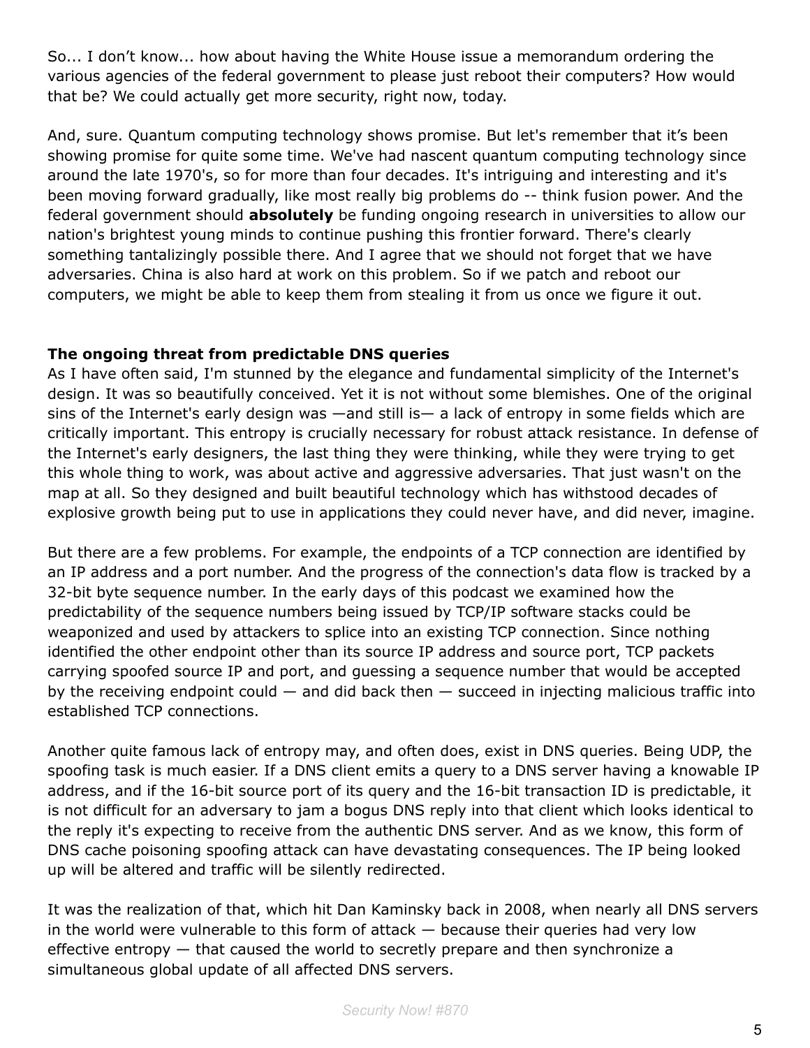So... I don't know... how about having the White House issue a memorandum ordering the various agencies of the federal government to please just reboot their computers? How would that be? We could actually get more security, right now, today.

And, sure. Quantum computing technology shows promise. But let's remember that it's been showing promise for quite some time. We've had nascent quantum computing technology since around the late 1970's, so for more than four decades. It's intriguing and interesting and it's been moving forward gradually, like most really big problems do -- think fusion power. And the federal government should **absolutely** be funding ongoing research in universities to allow our nation's brightest young minds to continue pushing this frontier forward. There's clearly something tantalizingly possible there. And I agree that we should not forget that we have adversaries. China is also hard at work on this problem. So if we patch and reboot our computers, we might be able to keep them from stealing it from us once we figure it out.

**The ongoing threat from predictable DNS queries**

As I have often said, I'm stunned by the elegance and fundamental simplicity of the Internet's design. It was so beautifully conceived. Yet it is not without some blemishes. One of the original sins of the Internet's early design was —and still is— a lack of entropy in some fields which are critically important. This entropy is crucially necessary for robust attack resistance. In defense of the Internet's early designers, the last thing they were thinking, while they were trying to get this whole thing to work, was about active and aggressive adversaries. That just wasn't on the map at all. So they designed and built beautiful technology which has withstood decades of explosive growth being put to use in applications they could never have, and did never, imagine.

But there are a few problems. For example, the endpoints of a TCP connection are identified by an IP address and a port number. And the progress of the connection's data flow is tracked by a 32-bit byte sequence number. In the early days of this podcast we examined how the predictability of the sequence numbers being issued by TCP/IP software stacks could be weaponized and used by attackers to splice into an existing TCP connection. Since nothing identified the other endpoint other than its source IP address and source port, TCP packets carrying spoofed source IP and port, and guessing a sequence number that would be accepted by the receiving endpoint could — and did back then — succeed in injecting malicious traffic into established TCP connections.

Another quite famous lack of entropy may, and often does, exist in DNS queries. Being UDP, the spoofing task is much easier. If a DNS client emits a query to a DNS server having a knowable IP address, and if the 16-bit source port of its query and the 16-bit transaction ID is predictable, it is not difficult for an adversary to jam a bogus DNS reply into that client which looks identical to the reply it's expecting to receive from the authentic DNS server. And as we know, this form of DNS cache poisoning spoofing attack can have devastating consequences. The IP being looked up will be altered and traffic will be silently redirected.

It was the realization of that, which hit Dan Kaminsky back in 2008, when nearly all DNS servers in the world were vulnerable to this form of attack — because their queries had very low effective entropy — that caused the world to secretly prepare and then synchronize a simultaneous global update of all affected DNS servers.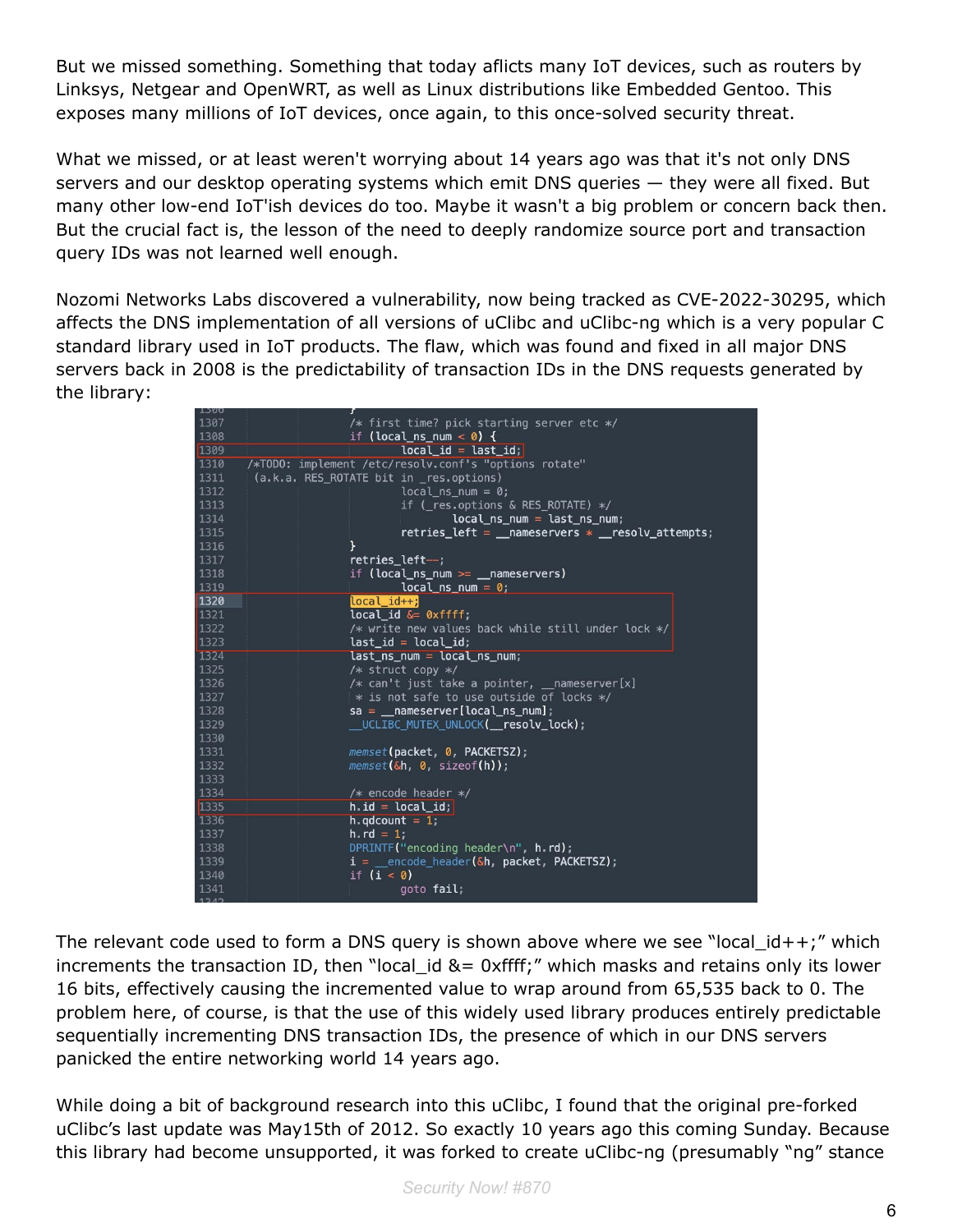But we missed something. Something that today aflicts many IoT devices, such as routers by Linksys, Netgear and OpenWRT, as well as Linux distributions like Embedded Gentoo. This exposes many millions of IoT devices, once again, to this once-solved security threat.

What we missed, or at least weren't worrying about 14 years ago was that it's not only DNS servers and our desktop operating systems which emit DNS queries — they were all fixed. But many other low-end IoT'ish devices do too. Maybe it wasn't a big problem or concern back then. But the crucial fact is, the lesson of the need to deeply randomize source port and transaction query IDs was not learned well enough.

Nozomi Networks Labs discovered a vulnerability, now being tracked as CVE-2022-30295, which affects the DNS implementation of all versions of uClibc and uClibc-ng which is a very popular C standard library used in IoT products. The flaw, which was found and fixed in all major DNS servers back in 2008 is the predictability of transaction IDs in the DNS requests generated by the library:

```
1307                    /* first time? pick starting server etc */
1308                    if (local_ns_num < 0) {
1309                            local_id = last_id;
1310    /*TODO: implement /etc/resolv.conf's "options rotate"
1311     (a.k.a. RES_ROTATE bit in _res.options)
1312                            local_ns_num = 0;
1313                            if (_res.options & RES_ROTATE) */
1314                                    local_ns_num = last_ns_num;
1315                            retries_left = __nameservers * __resolv_attempts;
1316                    }
1317                    retries_left--;
1318                    if (local_ns_num >= __nameservers)
1319                            local_ns_num = 0;
1320                    local_id++;
1321                    local_id &= 0xffff;
1322                    /* write new values back while still under lock */
1323                    last_id = local_id;
1324                    last_ns_num = local_ns_num;
1325                    /* struct copy */
1326                    /* can't just take a pointer, __nameserver[x]
1327                     * is not safe to use outside of locks */
1328                    sa = __nameserver[local_ns_num];
1329                    __UCLIBC_MUTEX_UNLOCK(__resolv_lock);
1330
1331                    memset(packet, 0, PACKETSZ);
1332                    memset(&h, 0, sizeof(h));
1333
1334                    /* encode header */
1335                    h.id = local_id;
1336                    h.qdcount = 1;
1337                    h.rd = 1;
1338                    DPRINTF("encoding header\n", h.rd);
1339                    i = __encode_header(&h, packet, PACKETSZ);
1340                    if (i < 0)
1341                            goto fail;
```

The relevant code used to form a DNS query is shown above where we see "local_id++;" which increments the transaction ID, then "local_id &= 0xffff;" which masks and retains only its lower 16 bits, effectively causing the incremented value to wrap around from 65,535 back to 0. The problem here, of course, is that the use of this widely used library produces entirely predictable sequentially incrementing DNS transaction IDs, the presence of which in our DNS servers panicked the entire networking world 14 years ago.

While doing a bit of background research into this uClibc, I found that the original pre-forked uClibc's last update was May15th of 2012. So exactly 10 years ago this coming Sunday. Because this library had become unsupported, it was forked to create uClibc-ng (presumably "ng" stance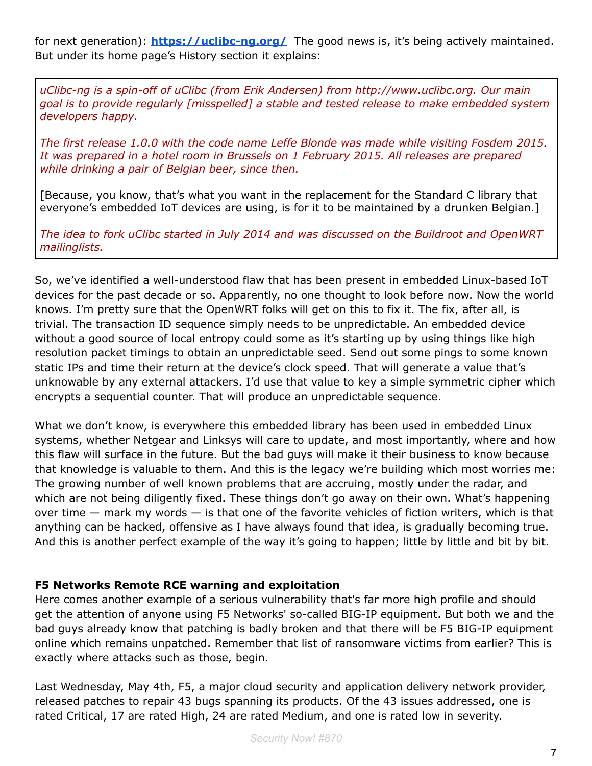for next generation): **https://uclibc-ng.org/** The good news is, it's being actively maintained. But under its home page's History section it explains:

> *uClibc-ng is a spin-off of uClibc (from Erik Andersen) from http://www.uclibc.org. Our main goal is to provide regularly [misspelled] a stable and tested release to make embedded system developers happy.*
>
> *The first release 1.0.0 with the code name Leffe Blonde was made while visiting Fosdem 2015. It was prepared in a hotel room in Brussels on 1 February 2015. All releases are prepared while drinking a pair of Belgian beer, since then.*
>
> [Because, you know, that's what you want in the replacement for the Standard C library that everyone's embedded IoT devices are using, is for it to be maintained by a drunken Belgian.]
>
> *The idea to fork uClibc started in July 2014 and was discussed on the Buildroot and OpenWRT mailinglists.*

So, we've identified a well-understood flaw that has been present in embedded Linux-based IoT devices for the past decade or so. Apparently, no one thought to look before now. Now the world knows. I'm pretty sure that the OpenWRT folks will get on this to fix it. The fix, after all, is trivial. The transaction ID sequence simply needs to be unpredictable. An embedded device without a good source of local entropy could some as it's starting up by using things like high resolution packet timings to obtain an unpredictable seed. Send out some pings to some known static IPs and time their return at the device's clock speed. That will generate a value that's unknowable by any external attackers. I'd use that value to key a simple symmetric cipher which encrypts a sequential counter. That will produce an unpredictable sequence.

What we don't know, is everywhere this embedded library has been used in embedded Linux systems, whether Netgear and Linksys will care to update, and most importantly, where and how this flaw will surface in the future. But the bad guys will make it their business to know because that knowledge is valuable to them. And this is the legacy we're building which most worries me: The growing number of well known problems that are accruing, mostly under the radar, and which are not being diligently fixed. These things don't go away on their own. What's happening over time — mark my words — is that one of the favorite vehicles of fiction writers, which is that anything can be hacked, offensive as I have always found that idea, is gradually becoming true. And this is another perfect example of the way it's going to happen; little by little and bit by bit.

### F5 Networks Remote RCE warning and exploitation

Here comes another example of a serious vulnerability that's far more high profile and should get the attention of anyone using F5 Networks' so-called BIG-IP equipment. But both we and the bad guys already know that patching is badly broken and that there will be F5 BIG-IP equipment online which remains unpatched. Remember that list of ransomware victims from earlier? This is exactly where attacks such as those, begin.

Last Wednesday, May 4th, F5, a major cloud security and application delivery network provider, released patches to repair 43 bugs spanning its products. Of the 43 issues addressed, one is rated Critical, 17 are rated High, 24 are rated Medium, and one is rated low in severity.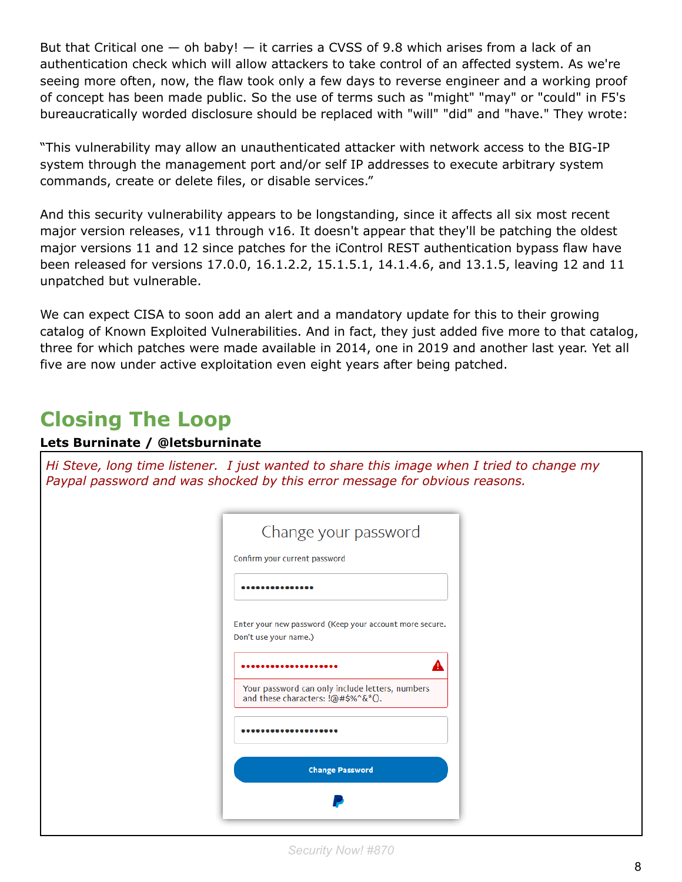But that Critical one — oh baby! — it carries a CVSS of 9.8 which arises from a lack of an authentication check which will allow attackers to take control of an affected system. As we're seeing more often, now, the flaw took only a few days to reverse engineer and a working proof of concept has been made public. So the use of terms such as "might" "may" or "could" in F5's bureaucratically worded disclosure should be replaced with "will" "did" and "have." They wrote:

"This vulnerability may allow an unauthenticated attacker with network access to the BIG-IP system through the management port and/or self IP addresses to execute arbitrary system commands, create or delete files, or disable services."

And this security vulnerability appears to be longstanding, since it affects all six most recent major version releases, v11 through v16. It doesn't appear that they'll be patching the oldest major versions 11 and 12 since patches for the iControl REST authentication bypass flaw have been released for versions 17.0.0, 16.1.2.2, 15.1.5.1, 14.1.4.6, and 13.1.5, leaving 12 and 11 unpatched but vulnerable.

We can expect CISA to soon add an alert and a mandatory update for this to their growing catalog of Known Exploited Vulnerabilities. And in fact, they just added five more to that catalog, three for which patches were made available in 2014, one in 2019 and another last year. Yet all five are now under active exploitation even eight years after being patched.

## Closing The Loop

**Lets Burninate / @letsburninate**

*Hi Steve, long time listener. I just wanted to share this image when I tried to change my Paypal password and was shocked by this error message for obvious reasons.*

Change your password

Confirm your current password

Enter your new password (Keep your account more secure. Don't use your name.)

Your password can only include letters, numbers and these characters: !@#$%^&*().

Change Password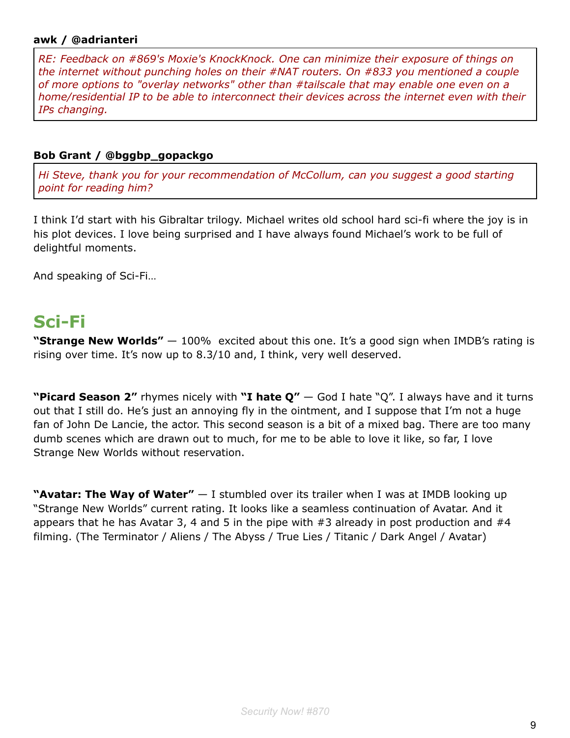**awk / @adrianteri**

*RE: Feedback on #869's Moxie's KnockKnock. One can minimize their exposure of things on the internet without punching holes on their #NAT routers. On #833 you mentioned a couple of more options to "overlay networks" other than #tailscale that may enable one even on a home/residential IP to be able to interconnect their devices across the internet even with their IPs changing.*

**Bob Grant / @bggbp_gopackgo**

*Hi Steve, thank you for your recommendation of McCollum, can you suggest a good starting point for reading him?*

I think I'd start with his Gibraltar trilogy. Michael writes old school hard sci-fi where the joy is in his plot devices. I love being surprised and I have always found Michael's work to be full of delightful moments.

And speaking of Sci-Fi…

## Sci-Fi

**"Strange New Worlds"** — 100% excited about this one. It's a good sign when IMDB's rating is rising over time. It's now up to 8.3/10 and, I think, very well deserved.

**"Picard Season 2"** rhymes nicely with **"I hate Q"** — God I hate "Q". I always have and it turns out that I still do. He's just an annoying fly in the ointment, and I suppose that I'm not a huge fan of John De Lancie, the actor. This second season is a bit of a mixed bag. There are too many dumb scenes which are drawn out to much, for me to be able to love it like, so far, I love Strange New Worlds without reservation.

**"Avatar: The Way of Water"** — I stumbled over its trailer when I was at IMDB looking up "Strange New Worlds" current rating. It looks like a seamless continuation of Avatar. And it appears that he has Avatar 3, 4 and 5 in the pipe with #3 already in post production and #4 filming. (The Terminator / Aliens / The Abyss / True Lies / Titanic / Dark Angel / Avatar)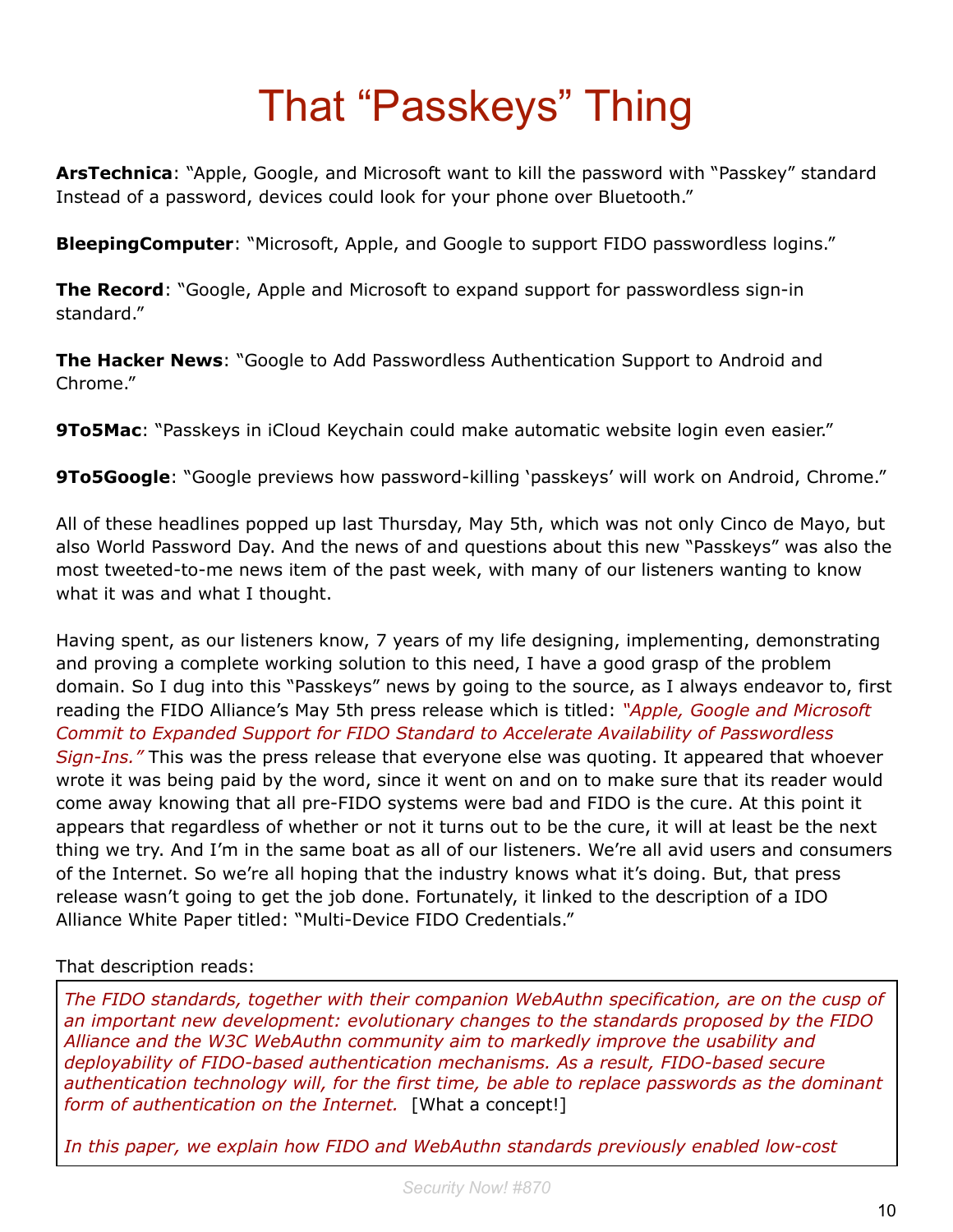# That "Passkeys" Thing

**ArsTechnica**: "Apple, Google, and Microsoft want to kill the password with "Passkey" standard Instead of a password, devices could look for your phone over Bluetooth."

**BleepingComputer**: "Microsoft, Apple, and Google to support FIDO passwordless logins."

**The Record**: "Google, Apple and Microsoft to expand support for passwordless sign-in standard."

**The Hacker News**: "Google to Add Passwordless Authentication Support to Android and Chrome."

**9To5Mac**: "Passkeys in iCloud Keychain could make automatic website login even easier."

**9To5Google**: "Google previews how password-killing 'passkeys' will work on Android, Chrome."

All of these headlines popped up last Thursday, May 5th, which was not only Cinco de Mayo, but also World Password Day. And the news of and questions about this new "Passkeys" was also the most tweeted-to-me news item of the past week, with many of our listeners wanting to know what it was and what I thought.

Having spent, as our listeners know, 7 years of my life designing, implementing, demonstrating and proving a complete working solution to this need, I have a good grasp of the problem domain. So I dug into this "Passkeys" news by going to the source, as I always endeavor to, first reading the FIDO Alliance's May 5th press release which is titled: *"Apple, Google and Microsoft Commit to Expanded Support for FIDO Standard to Accelerate Availability of Passwordless Sign-Ins."* This was the press release that everyone else was quoting. It appeared that whoever wrote it was being paid by the word, since it went on and on to make sure that its reader would come away knowing that all pre-FIDO systems were bad and FIDO is the cure. At this point it appears that regardless of whether or not it turns out to be the cure, it will at least be the next thing we try. And I'm in the same boat as all of our listeners. We're all avid users and consumers of the Internet. So we're all hoping that the industry knows what it's doing. But, that press release wasn't going to get the job done. Fortunately, it linked to the description of a IDO Alliance White Paper titled: "Multi-Device FIDO Credentials."

That description reads:

> *The FIDO standards, together with their companion WebAuthn specification, are on the cusp of an important new development: evolutionary changes to the standards proposed by the FIDO Alliance and the W3C WebAuthn community aim to markedly improve the usability and deployability of FIDO-based authentication mechanisms. As a result, FIDO-based secure authentication technology will, for the first time, be able to replace passwords as the dominant form of authentication on the Internet.* [What a concept!]
>
> *In this paper, we explain how FIDO and WebAuthn standards previously enabled low-cost*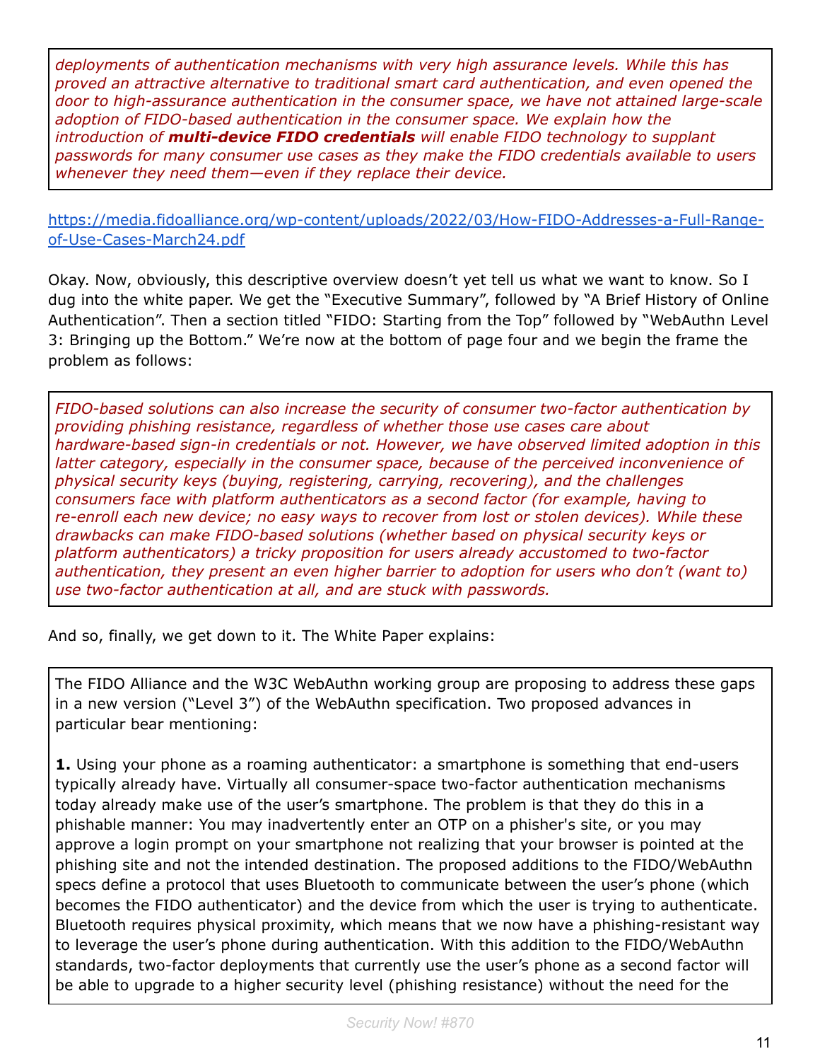*deployments of authentication mechanisms with very high assurance levels. While this has proved an attractive alternative to traditional smart card authentication, and even opened the door to high-assurance authentication in the consumer space, we have not attained large-scale adoption of FIDO-based authentication in the consumer space. We explain how the introduction of **multi-device FIDO credentials** will enable FIDO technology to supplant passwords for many consumer use cases as they make the FIDO credentials available to users whenever they need them—even if they replace their device.*

https://media.fidoalliance.org/wp-content/uploads/2022/03/How-FIDO-Addresses-a-Full-Range-of-Use-Cases-March24.pdf

Okay. Now, obviously, this descriptive overview doesn't yet tell us what we want to know. So I dug into the white paper. We get the "Executive Summary", followed by "A Brief History of Online Authentication". Then a section titled "FIDO: Starting from the Top" followed by "WebAuthn Level 3: Bringing up the Bottom." We're now at the bottom of page four and we begin the frame the problem as follows:

*FIDO-based solutions can also increase the security of consumer two-factor authentication by providing phishing resistance, regardless of whether those use cases care about hardware-based sign-in credentials or not. However, we have observed limited adoption in this latter category, especially in the consumer space, because of the perceived inconvenience of physical security keys (buying, registering, carrying, recovering), and the challenges consumers face with platform authenticators as a second factor (for example, having to re-enroll each new device; no easy ways to recover from lost or stolen devices). While these drawbacks can make FIDO-based solutions (whether based on physical security keys or platform authenticators) a tricky proposition for users already accustomed to two-factor authentication, they present an even higher barrier to adoption for users who don't (want to) use two-factor authentication at all, and are stuck with passwords.*

And so, finally, we get down to it. The White Paper explains:

The FIDO Alliance and the W3C WebAuthn working group are proposing to address these gaps in a new version ("Level 3") of the WebAuthn specification. Two proposed advances in particular bear mentioning:

**1.** Using your phone as a roaming authenticator: a smartphone is something that end-users typically already have. Virtually all consumer-space two-factor authentication mechanisms today already make use of the user's smartphone. The problem is that they do this in a phishable manner: You may inadvertently enter an OTP on a phisher's site, or you may approve a login prompt on your smartphone not realizing that your browser is pointed at the phishing site and not the intended destination. The proposed additions to the FIDO/WebAuthn specs define a protocol that uses Bluetooth to communicate between the user's phone (which becomes the FIDO authenticator) and the device from which the user is trying to authenticate. Bluetooth requires physical proximity, which means that we now have a phishing-resistant way to leverage the user's phone during authentication. With this addition to the FIDO/WebAuthn standards, two-factor deployments that currently use the user's phone as a second factor will be able to upgrade to a higher security level (phishing resistance) without the need for the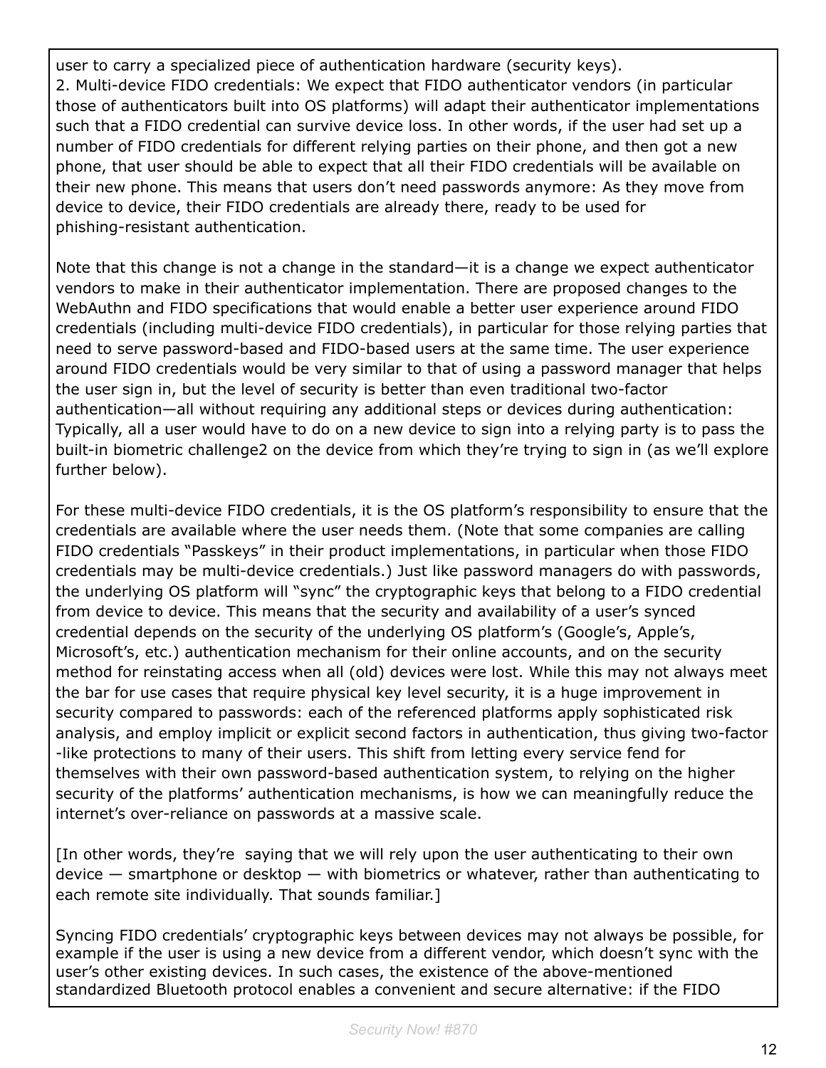user to carry a specialized piece of authentication hardware (security keys).
2. Multi-device FIDO credentials: We expect that FIDO authenticator vendors (in particular those of authenticators built into OS platforms) will adapt their authenticator implementations such that a FIDO credential can survive device loss. In other words, if the user had set up a number of FIDO credentials for different relying parties on their phone, and then got a new phone, that user should be able to expect that all their FIDO credentials will be available on their new phone. This means that users don't need passwords anymore: As they move from device to device, their FIDO credentials are already there, ready to be used for phishing-resistant authentication.

Note that this change is not a change in the standard—it is a change we expect authenticator vendors to make in their authenticator implementation. There are proposed changes to the WebAuthn and FIDO specifications that would enable a better user experience around FIDO credentials (including multi-device FIDO credentials), in particular for those relying parties that need to serve password-based and FIDO-based users at the same time. The user experience around FIDO credentials would be very similar to that of using a password manager that helps the user sign in, but the level of security is better than even traditional two-factor authentication—all without requiring any additional steps or devices during authentication: Typically, all a user would have to do on a new device to sign into a relying party is to pass the built-in biometric challenge2 on the device from which they're trying to sign in (as we'll explore further below).

For these multi-device FIDO credentials, it is the OS platform's responsibility to ensure that the credentials are available where the user needs them. (Note that some companies are calling FIDO credentials "Passkeys" in their product implementations, in particular when those FIDO credentials may be multi-device credentials.) Just like password managers do with passwords, the underlying OS platform will "sync" the cryptographic keys that belong to a FIDO credential from device to device. This means that the security and availability of a user's synced credential depends on the security of the underlying OS platform's (Google's, Apple's, Microsoft's, etc.) authentication mechanism for their online accounts, and on the security method for reinstating access when all (old) devices were lost. While this may not always meet the bar for use cases that require physical key level security, it is a huge improvement in security compared to passwords: each of the referenced platforms apply sophisticated risk analysis, and employ implicit or explicit second factors in authentication, thus giving two-factor -like protections to many of their users. This shift from letting every service fend for themselves with their own password-based authentication system, to relying on the higher security of the platforms' authentication mechanisms, is how we can meaningfully reduce the internet's over-reliance on passwords at a massive scale.

[In other words, they're saying that we will rely upon the user authenticating to their own device — smartphone or desktop — with biometrics or whatever, rather than authenticating to each remote site individually. That sounds familiar.]

Syncing FIDO credentials' cryptographic keys between devices may not always be possible, for example if the user is using a new device from a different vendor, which doesn't sync with the user's other existing devices. In such cases, the existence of the above-mentioned standardized Bluetooth protocol enables a convenient and secure alternative: if the FIDO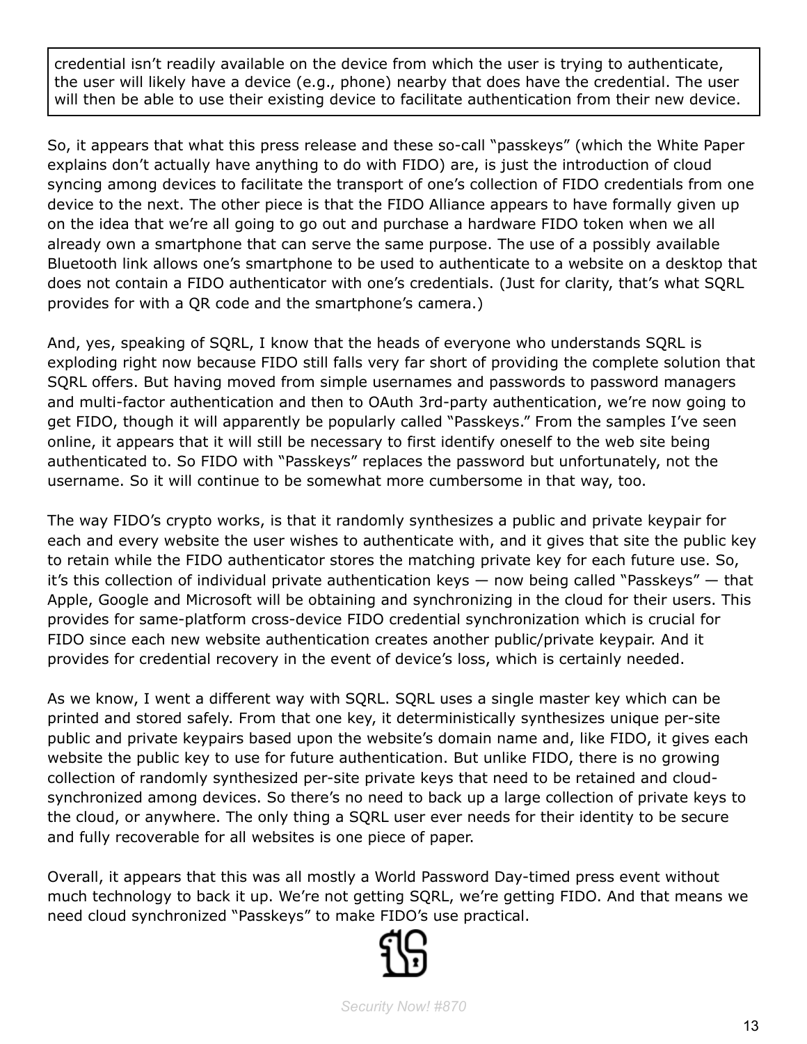credential isn't readily available on the device from which the user is trying to authenticate, the user will likely have a device (e.g., phone) nearby that does have the credential. The user will then be able to use their existing device to facilitate authentication from their new device.

So, it appears that what this press release and these so-call "passkeys" (which the White Paper explains don't actually have anything to do with FIDO) are, is just the introduction of cloud syncing among devices to facilitate the transport of one's collection of FIDO credentials from one device to the next. The other piece is that the FIDO Alliance appears to have formally given up on the idea that we're all going to go out and purchase a hardware FIDO token when we all already own a smartphone that can serve the same purpose. The use of a possibly available Bluetooth link allows one's smartphone to be used to authenticate to a website on a desktop that does not contain a FIDO authenticator with one's credentials. (Just for clarity, that's what SQRL provides for with a QR code and the smartphone's camera.)

And, yes, speaking of SQRL, I know that the heads of everyone who understands SQRL is exploding right now because FIDO still falls very far short of providing the complete solution that SQRL offers. But having moved from simple usernames and passwords to password managers and multi-factor authentication and then to OAuth 3rd-party authentication, we're now going to get FIDO, though it will apparently be popularly called "Passkeys." From the samples I've seen online, it appears that it will still be necessary to first identify oneself to the web site being authenticated to. So FIDO with "Passkeys" replaces the password but unfortunately, not the username. So it will continue to be somewhat more cumbersome in that way, too.

The way FIDO's crypto works, is that it randomly synthesizes a public and private keypair for each and every website the user wishes to authenticate with, and it gives that site the public key to retain while the FIDO authenticator stores the matching private key for each future use. So, it's this collection of individual private authentication keys — now being called "Passkeys" — that Apple, Google and Microsoft will be obtaining and synchronizing in the cloud for their users. This provides for same-platform cross-device FIDO credential synchronization which is crucial for FIDO since each new website authentication creates another public/private keypair. And it provides for credential recovery in the event of device's loss, which is certainly needed.

As we know, I went a different way with SQRL. SQRL uses a single master key which can be printed and stored safely. From that one key, it deterministically synthesizes unique per-site public and private keypairs based upon the website's domain name and, like FIDO, it gives each website the public key to use for future authentication. But unlike FIDO, there is no growing collection of randomly synthesized per-site private keys that need to be retained and cloud-synchronized among devices. So there's no need to back up a large collection of private keys to the cloud, or anywhere. The only thing a SQRL user ever needs for their identity to be secure and fully recoverable for all websites is one piece of paper.

Overall, it appears that this was all mostly a World Password Day-timed press event without much technology to back it up. We're not getting SQRL, we're getting FIDO. And that means we need cloud synchronized "Passkeys" to make FIDO's use practical.